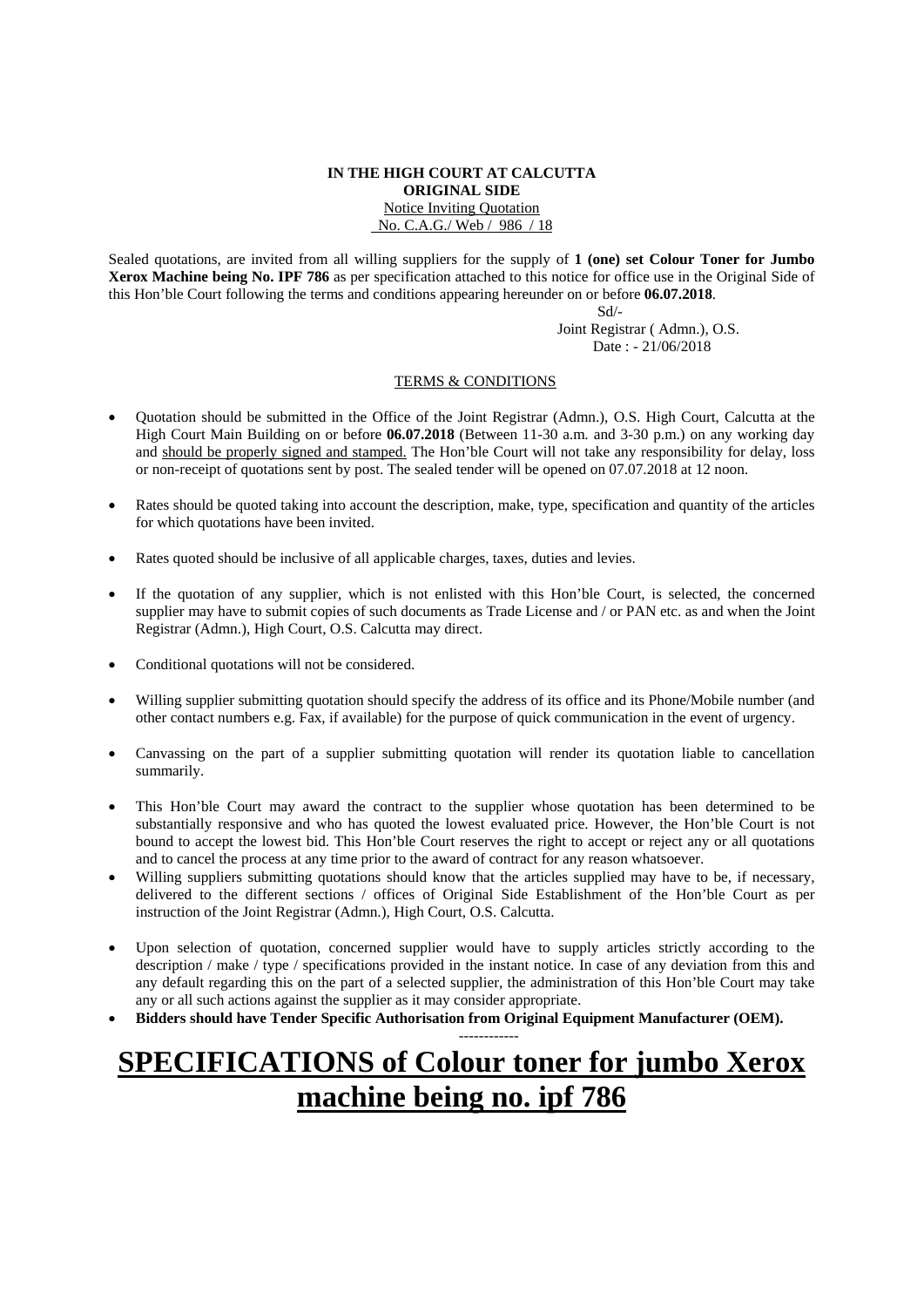**IN THE HIGH COURT AT CALCUTTA**
**ORIGINAL SIDE**
Notice Inviting Quotation
No. C.A.G./ Web / 986 / 18

Sealed quotations, are invited from all willing suppliers for the supply of **1 (one) set Colour Toner for Jumbo Xerox Machine being No. IPF 786** as per specification attached to this notice for office use in the Original Side of this Hon'ble Court following the terms and conditions appearing hereunder on or before **06.07.2018**.

Sd/-
Joint Registrar ( Admn.), O.S.
Date : - 21/06/2018

TERMS & CONDITIONS

- Quotation should be submitted in the Office of the Joint Registrar (Admn.), O.S. High Court, Calcutta at the High Court Main Building on or before **06.07.2018** (Between 11-30 a.m. and 3-30 p.m.) on any working day and should be properly signed and stamped. The Hon'ble Court will not take any responsibility for delay, loss or non-receipt of quotations sent by post. The sealed tender will be opened on 07.07.2018 at 12 noon.
- Rates should be quoted taking into account the description, make, type, specification and quantity of the articles for which quotations have been invited.
- Rates quoted should be inclusive of all applicable charges, taxes, duties and levies.
- If the quotation of any supplier, which is not enlisted with this Hon'ble Court, is selected, the concerned supplier may have to submit copies of such documents as Trade License and / or PAN etc. as and when the Joint Registrar (Admn.), High Court, O.S. Calcutta may direct.
- Conditional quotations will not be considered.
- Willing supplier submitting quotation should specify the address of its office and its Phone/Mobile number (and other contact numbers e.g. Fax, if available) for the purpose of quick communication in the event of urgency.
- Canvassing on the part of a supplier submitting quotation will render its quotation liable to cancellation summarily.
- This Hon'ble Court may award the contract to the supplier whose quotation has been determined to be substantially responsive and who has quoted the lowest evaluated price. However, the Hon'ble Court is not bound to accept the lowest bid. This Hon'ble Court reserves the right to accept or reject any or all quotations and to cancel the process at any time prior to the award of contract for any reason whatsoever.
- Willing suppliers submitting quotations should know that the articles supplied may have to be, if necessary, delivered to the different sections / offices of Original Side Establishment of the Hon'ble Court as per instruction of the Joint Registrar (Admn.), High Court, O.S. Calcutta.
- Upon selection of quotation, concerned supplier would have to supply articles strictly according to the description / make / type / specifications provided in the instant notice. In case of any deviation from this and any default regarding this on the part of a selected supplier, the administration of this Hon'ble Court may take any or all such actions against the supplier as it may consider appropriate.
- **Bidders should have Tender Specific Authorisation from Original Equipment Manufacturer (OEM).**

------------

# SPECIFICATIONS of Colour toner for jumbo Xerox machine being no. ipf 786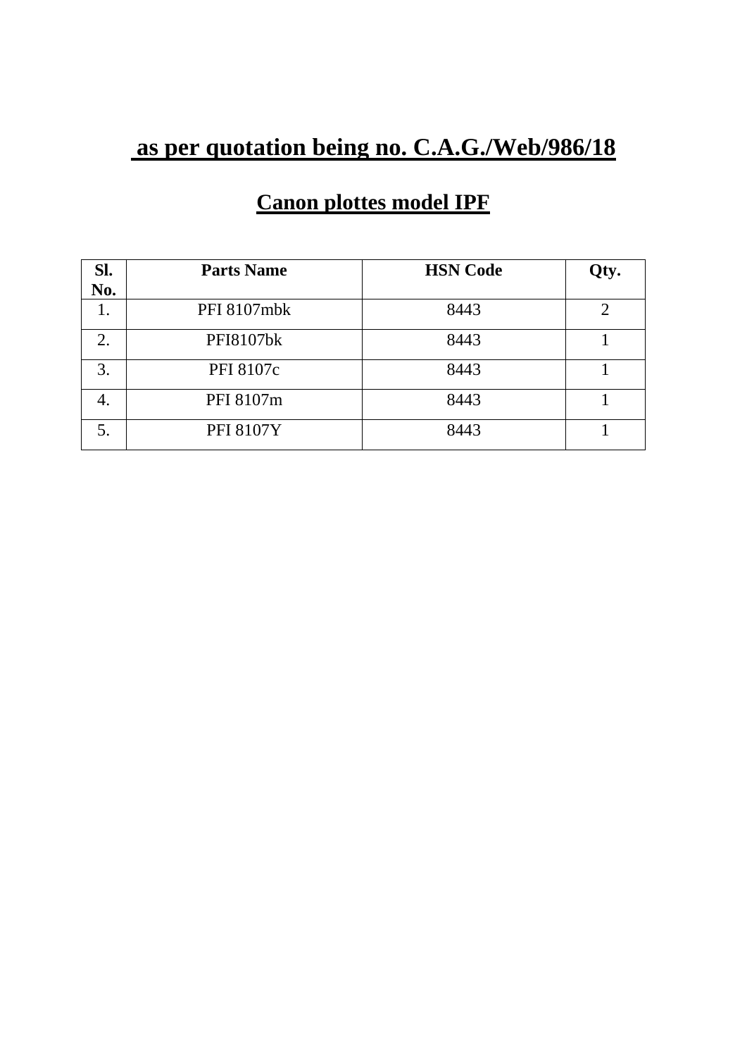## as per quotation being no. C.A.G./Web/986/18

## Canon plottes model IPF

| Sl. No. | Parts Name | HSN Code | Qty. |
|---|---|---|---|
| 1. | PFI 8107mbk | 8443 | 2 |
| 2. | PFI8107bk | 8443 | 1 |
| 3. | PFI 8107c | 8443 | 1 |
| 4. | PFI 8107m | 8443 | 1 |
| 5. | PFI 8107Y | 8443 | 1 |